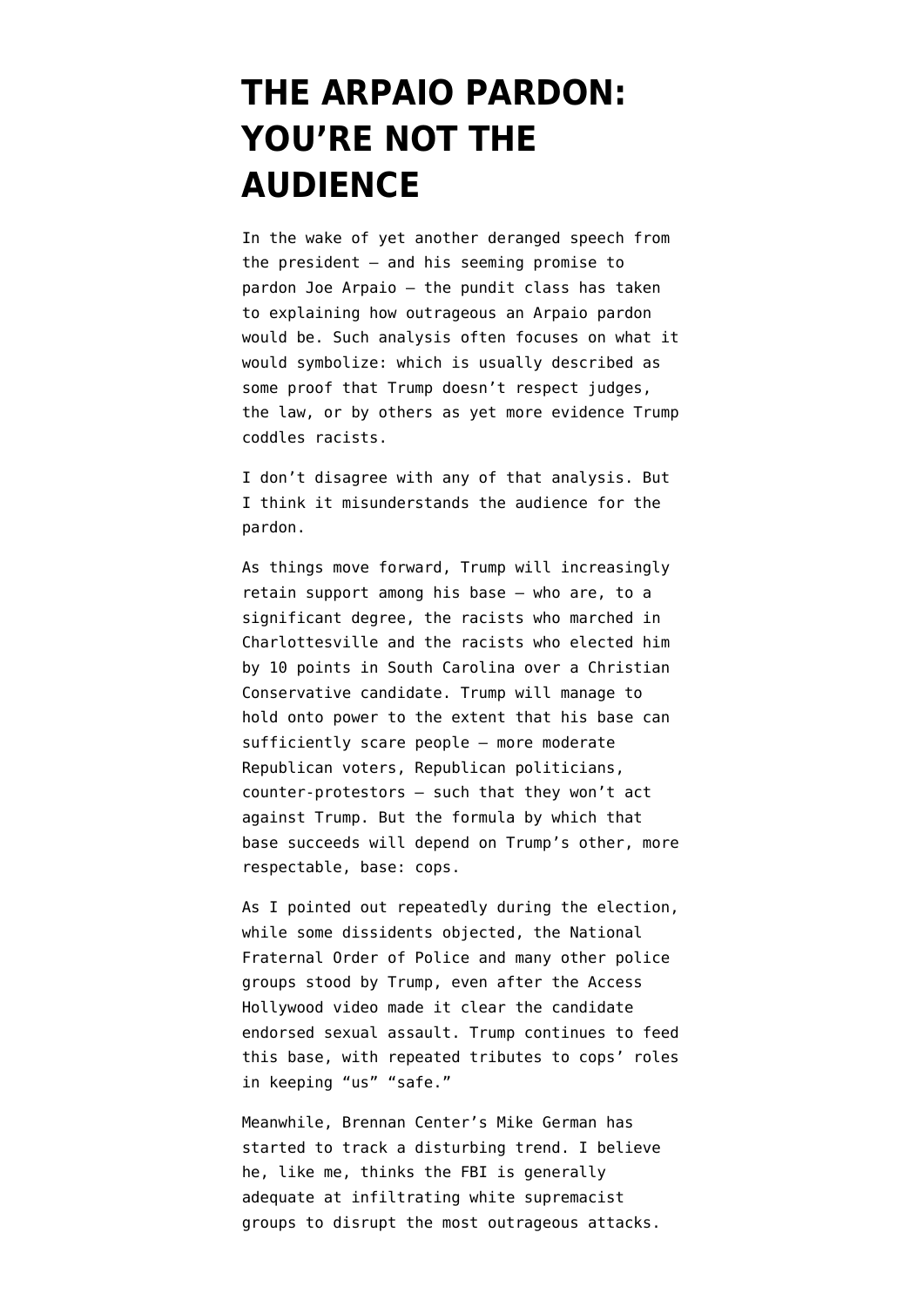# THE ARPAIO PARDON: YOU'RE NOT THE AUDIENCE

In the wake of yet another deranged speech from the president — and his seeming promise to pardon Joe Arpaio — the pundit class has taken to explaining how outrageous an Arpaio pardon would be. Such analysis often focuses on what it would symbolize: which is usually described as some proof that Trump doesn't respect judges, the law, or by others as yet more evidence Trump coddles racists.

I don't disagree with any of that analysis. But I think it misunderstands the audience for the pardon.

As things move forward, Trump will increasingly retain support among his base — who are, to a significant degree, the racists who marched in Charlottesville and the racists who elected him by 10 points in South Carolina over a Christian Conservative candidate. Trump will manage to hold onto power to the extent that his base can sufficiently scare people — more moderate Republican voters, Republican politicians, counter-protestors — such that they won't act against Trump. But the formula by which that base succeeds will depend on Trump's other, more respectable, base: cops.

As I pointed out repeatedly during the election, while some dissidents objected, the National Fraternal Order of Police and many other police groups stood by Trump, even after the Access Hollywood video made it clear the candidate endorsed sexual assault. Trump continues to feed this base, with repeated tributes to cops' roles in keeping "us" "safe."

Meanwhile, Brennan Center's Mike German has started to track a disturbing trend. I believe he, like me, thinks the FBI is generally adequate at infiltrating white supremacist groups to disrupt the most outrageous attacks.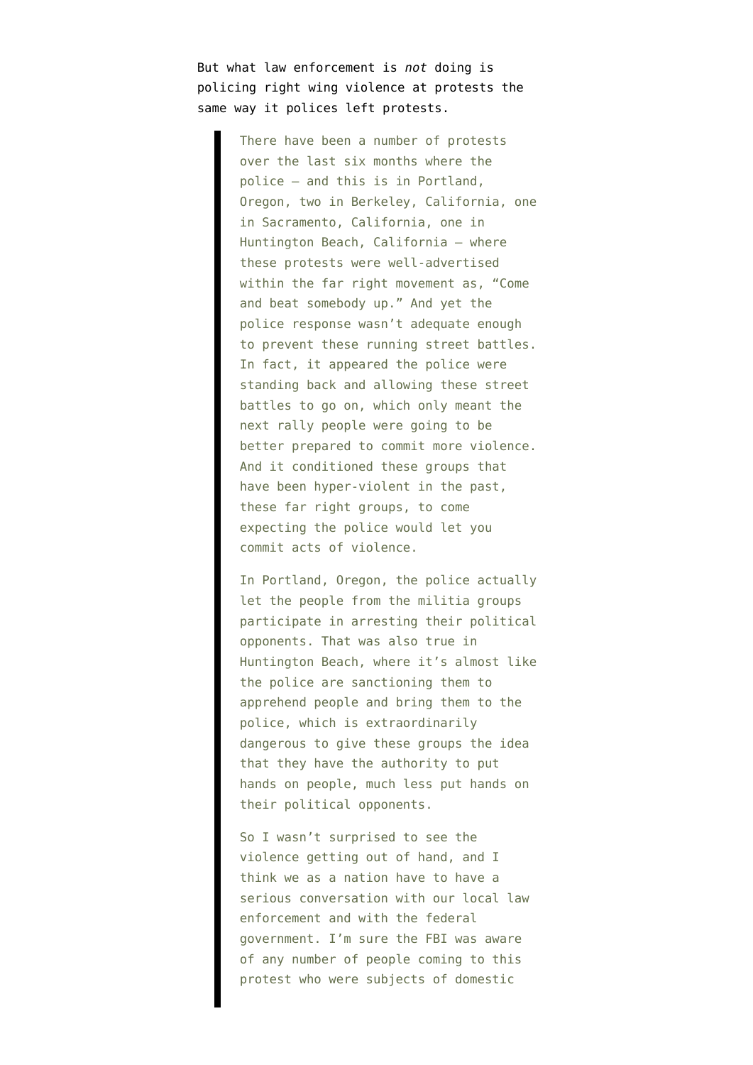But what law enforcement is *not* doing is policing right wing violence at protests the same way it polices left protests.

> There have been a number of protests over the last six months where the police — and this is in Portland, Oregon, two in Berkeley, California, one in Sacramento, California, one in Huntington Beach, California — where these protests were well-advertised within the far right movement as, "Come and beat somebody up." And yet the police response wasn't adequate enough to prevent these running street battles. In fact, it appeared the police were standing back and allowing these street battles to go on, which only meant the next rally people were going to be better prepared to commit more violence. And it conditioned these groups that have been hyper-violent in the past, these far right groups, to come expecting the police would let you commit acts of violence.
>
> In Portland, Oregon, the police actually let the people from the militia groups participate in arresting their political opponents. That was also true in Huntington Beach, where it's almost like the police are sanctioning them to apprehend people and bring them to the police, which is extraordinarily dangerous to give these groups the idea that they have the authority to put hands on people, much less put hands on their political opponents.
>
> So I wasn't surprised to see the violence getting out of hand, and I think we as a nation have to have a serious conversation with our local law enforcement and with the federal government. I'm sure the FBI was aware of any number of people coming to this protest who were subjects of domestic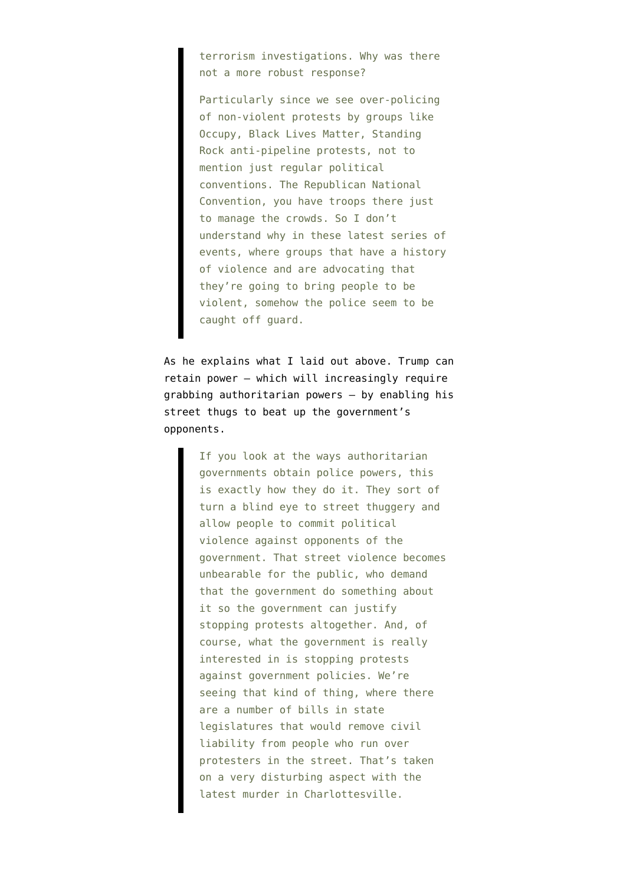> terrorism investigations. Why was there not a more robust response?
>
> Particularly since we see over-policing of non-violent protests by groups like Occupy, Black Lives Matter, Standing Rock anti-pipeline protests, not to mention just regular political conventions. The Republican National Convention, you have troops there just to manage the crowds. So I don't understand why in these latest series of events, where groups that have a history of violence and are advocating that they're going to bring people to be violent, somehow the police seem to be caught off guard.

As he explains what I laid out above. Trump can retain power — which will increasingly require grabbing authoritarian powers — by enabling his street thugs to beat up the government's opponents.

> If you look at the ways authoritarian governments obtain police powers, this is exactly how they do it. They sort of turn a blind eye to street thuggery and allow people to commit political violence against opponents of the government. That street violence becomes unbearable for the public, who demand that the government do something about it so the government can justify stopping protests altogether. And, of course, what the government is really interested in is stopping protests against government policies. We're seeing that kind of thing, where there are a number of bills in state legislatures that would remove civil liability from people who run over protesters in the street. That's taken on a very disturbing aspect with the latest murder in Charlottesville.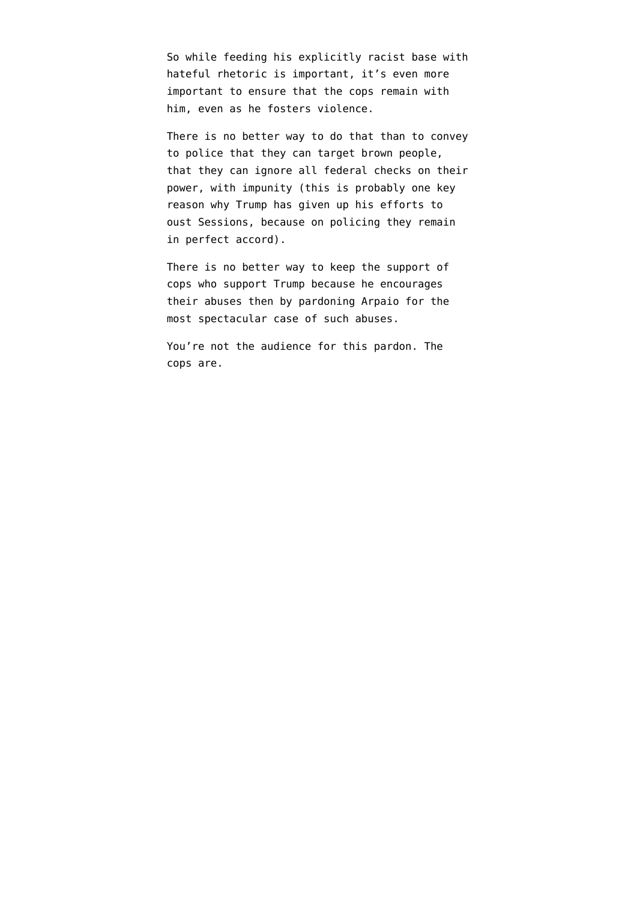So while feeding his explicitly racist base with hateful rhetoric is important, it's even more important to ensure that the cops remain with him, even as he fosters violence.

There is no better way to do that than to convey to police that they can target brown people, that they can ignore all federal checks on their power, with impunity (this is probably one key reason why Trump has given up his efforts to oust Sessions, because on policing they remain in perfect accord).

There is no better way to keep the support of cops who support Trump because he encourages their abuses then by pardoning Arpaio for the most spectacular case of such abuses.

You're not the audience for this pardon. The cops are.